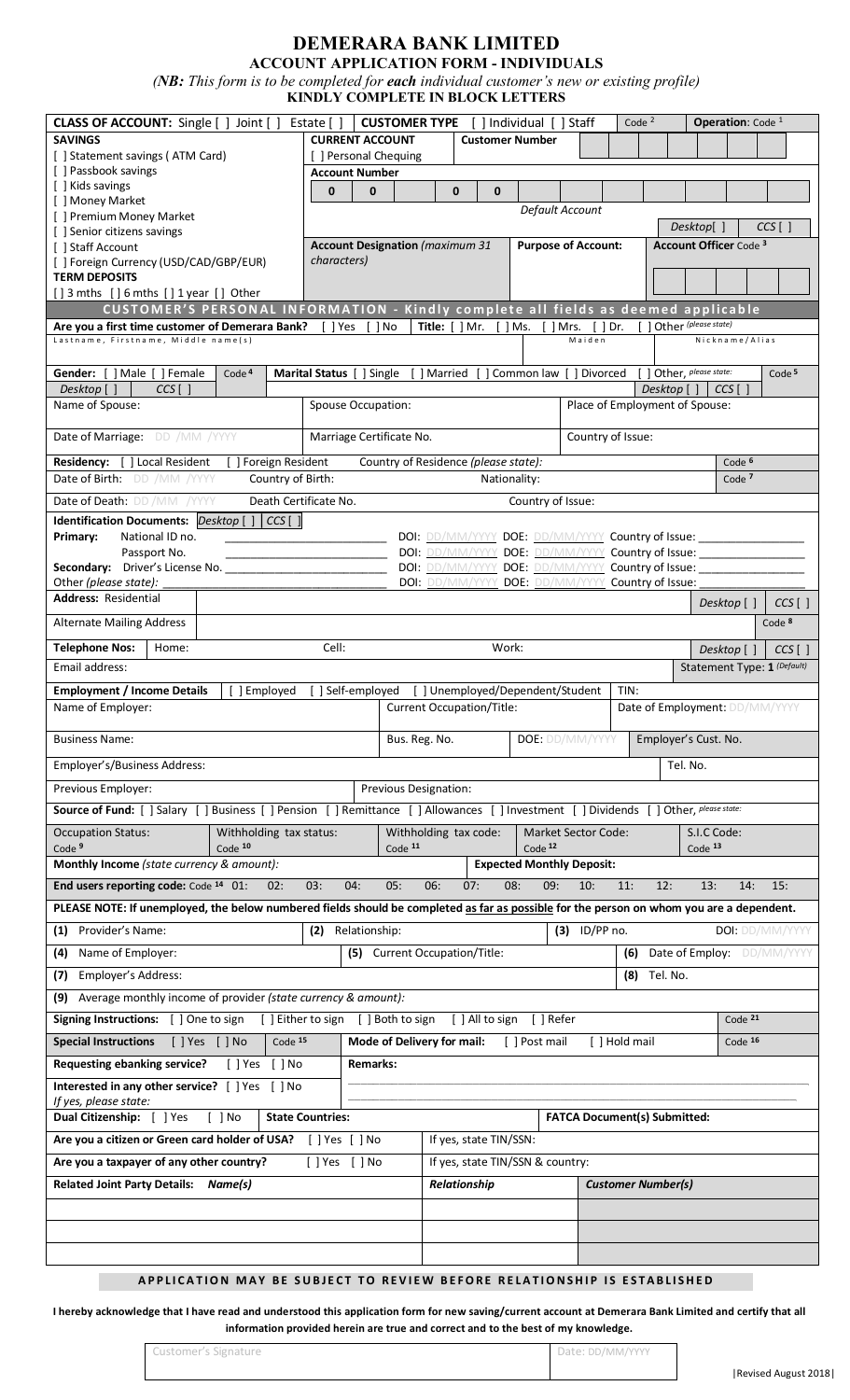# DEMERARA BANK LIMITED

## ACCOUNT APPLICATION FORM - INDIVIDUALS

*(NB: This form is to be completed for **each** individual customer's new or existing profile)*

**KINDLY COMPLETE IN BLOCK LETTERS**

**CLASS OF ACCOUNT:** Single [ ] Joint [ ] Estate [ ] | **CUSTOMER TYPE** [ ] Individual [ ] Staff | Code [2] | **Operation**: Code [1]

| SAVINGS | CURRENT ACCOUNT | Customer Number |
|---|---|---|
| [ ] Statement savings ( ATM Card) | [ ] Personal Chequing | |
| [ ] Passbook savings | **Account Number** | |
| [ ] Kids savings | 0 0 _ 0 0 | |
| [ ] Money Market | | Default Account |
| [ ] Premium Money Market | | |
| [ ] Senior citizens savings | | Desktop[ ] CCS [ ] |
| [ ] Staff Account | **Account Designation** *(maximum 31 characters)* | **Purpose of Account:** / **Account Officer** Code [3] |
| [ ] Foreign Currency (USD/CAD/GBP/EUR) | | |
| **TERM DEPOSITS** | | |
| [] 3 mths [ ] 6 mths [ ] 1 year [ ] Other | | |

## CUSTOMER'S PERSONAL INFORMATION - Kindly complete all fields as deemed applicable

**Are you a first time customer of Demerara Bank?** [ ] Yes [ ] No **Title:** [ ] Mr. [ ] Ms. [ ] Mrs. [ ] Dr. [ ] Other *(please state)*

Lastname, Firstname, Middle name(s) | Maiden | Nickname/Alias

**Gender:** [ ] Male [ ] Female Code [4] | **Marital Status** [ ] Single [ ] Married [ ] Common law [ ] Divorced [ ] Other, *please state:* Code [5]

*Desktop* [ ] *CCS* [ ] | *Desktop* [ ] *CCS* [ ]

| Name of Spouse: | Spouse Occupation: | Place of Employment of Spouse: |
|---|---|---|
| Date of Marriage: DD /MM /YYYY | Marriage Certificate No. | Country of Issue: |

**Residency:** [ ] Local Resident [ ] Foreign Resident Country of Residence *(please state):* Code [6]

Date of Birth: DD /MM /YYYY Country of Birth: Nationality: Code [7]

Date of Death: DD /MM /YYYY Death Certificate No. Country of Issue:

**Identification Documents:** *Desktop* [ ] *CCS* [ ]

| | | | | |
|---|---|---|---|---|
| **Primary:** National ID no. | ____________ | DOI: DD/MM/YYYY | DOE: DD/MM/YYYY | Country of Issue: ____________ |
| Passport No. | ____________ | DOI: DD/MM/YYYY | DOE: DD/MM/YYYY | Country of Issue: ____________ |
| **Secondary:** Driver's License No. | ____________ | DOI: DD/MM/YYYY | DOE: DD/MM/YYYY | Country of Issue: ____________ |
| Other *(please state):* | ____________ | DOI: DD/MM/YYYY | DOE: DD/MM/YYYY | Country of Issue: ____________ |

**Address:** Residential | *Desktop* [ ] *CCS* [ ]

Alternate Mailing Address | Code [8]

**Telephone Nos:** Home: Cell: Work: *Desktop* [ ] *CCS* [ ]

Email address: | Statement Type: 1 *(Default)*

**Employment / Income Details** [ ] Employed [ ] Self-employed [ ] Unemployed/Dependent/Student TIN:

| Name of Employer: | | Current Occupation/Title: | | Date of Employment: DD/MM/YYYY |
|---|---|---|---|---|
| Business Name: | Bus. Reg. No. | | DOE: DD/MM/YYYY | Employer's Cust. No. |
| Employer's/Business Address: | | | | Tel. No. |
| Previous Employer: | | Previous Designation: | | |

**Source of Fund:** [ ] Salary [ ] Business [ ] Pension [ ] Remittance [ ] Allowances [ ] Investment [ ] Dividends [ ] Other, *please state:*

| Occupation Status: Code [9] | Withholding tax status: Code [10] | Withholding tax code: Code [11] | Market Sector Code: Code [12] | S.I.C Code: Code [13] |
|---|---|---|---|---|

**Monthly Income** *(state currency & amount):* | **Expected Monthly Deposit:**

**End users reporting code:** Code [14] 01: 02: 03: 04: 05: 06: 07: 08: 09: 10: 11: 12: 13: 14: 15:

**PLEASE NOTE: If unemployed, the below numbered fields should be completed as far as possible for the person on whom you are a dependent.**

| | | | |
|---|---|---|---|
| **(1)** Provider's Name: | **(2)** Relationship: | **(3)** ID/PP no. | DOI: DD/MM/YYYY |
| **(4)** Name of Employer: | **(5)** Current Occupation/Title: | **(6)** Date of Employ: DD/MM/YYYY | |
| **(7)** Employer's Address: | | **(8)** Tel. No. | |
| **(9)** Average monthly income of provider *(state currency & amount):* | | | |

**Signing Instructions:** [ ] One to sign [ ] Either to sign [ ] Both to sign [ ] All to sign [ ] Refer Code [21]

**Special Instructions** [ ] Yes [ ] No Code [15] | **Mode of Delivery for mail:** [ ] Post mail [ ] Hold mail Code [16]

**Requesting ebanking service?** [ ] Yes [ ] No | **Remarks:**

**Interested in any other service?** [ ] Yes [ ] No

*If yes, please state:*

**Dual Citizenship:** [ ] Yes [ ] No **State Countries:** | **FATCA Document(s) Submitted:**

**Are you a citizen or Green card holder of USA?** [ ] Yes [ ] No | If yes, state TIN/SSN:

**Are you a taxpayer of any other country?** [ ] Yes [ ] No | If yes, state TIN/SSN & country:

| Related Joint Party Details: *Name(s)* | *Relationship* | *Customer Number(s)* |
|---|---|---|
| | | |
| | | |
| | | |

**APPLICATION MAY BE SUBJECT TO REVIEW BEFORE RELATIONSHIP IS ESTABLISHED**

**I hereby acknowledge that I have read and understood this application form for new saving/current account at Demerara Bank Limited and certify that all information provided herein are true and correct and to the best of my knowledge.**

Customer's Signature | Date: DD/MM/YYYY

|Revised August 2018|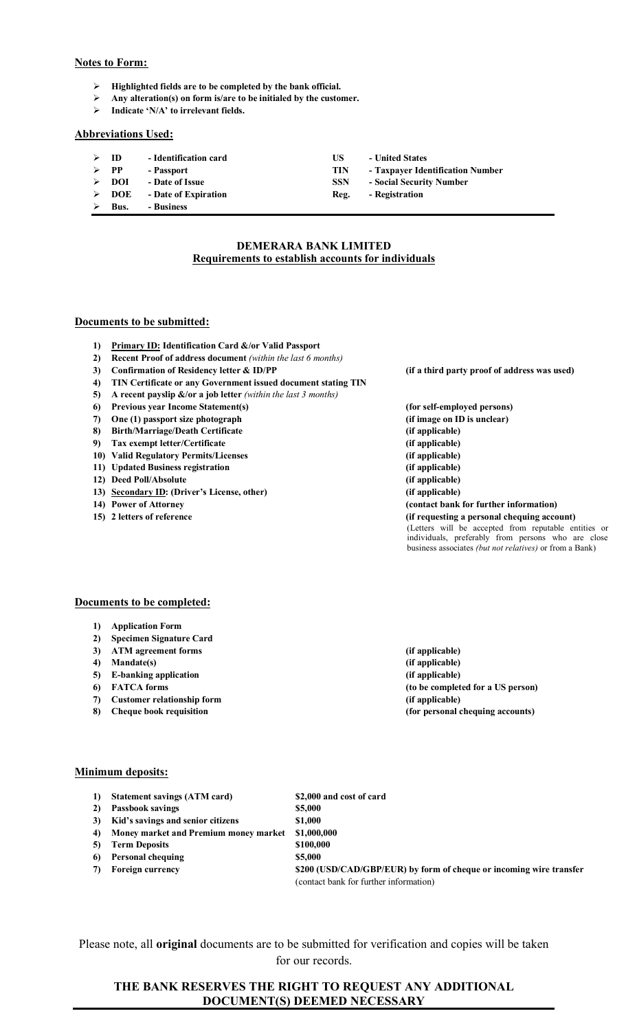**Notes to Form:**

- **Highlighted fields are to be completed by the bank official.**
- **Any alteration(s) on form is/are to be initialed by the customer.**
- **Indicate 'N/A' to irrelevant fields.**

**Abbreviations Used:**

| | | | |
|---|---|---|---|
| **ID** | **- Identification card** | **US** | **- United States** |
| **PP** | **- Passport** | **TIN** | **- Taxpayer Identification Number** |
| **DOI** | **- Date of Issue** | **SSN** | **- Social Security Number** |
| **DOE** | **- Date of Expiration** | **Reg.** | **- Registration** |
| **Bus.** | **- Business** | | |

## DEMERARA BANK LIMITED
## Requirements to establish accounts for individuals

**Documents to be submitted:**

1) **Primary ID: Identification Card &/or Valid Passport**
2) **Recent Proof of address document** *(within the last 6 months)*
3) **Confirmation of Residency letter & ID/PP** **(if a third party proof of address was used)**
4) **TIN Certificate or any Government issued document stating TIN**
5) **A recent payslip &/or a job letter** *(within the last 3 months)*
6) **Previous year Income Statement(s)** **(for self-employed persons)**
7) **One (1) passport size photograph** **(if image on ID is unclear)**
8) **Birth/Marriage/Death Certificate** **(if applicable)**
9) **Tax exempt letter/Certificate** **(if applicable)**
10) **Valid Regulatory Permits/Licenses** **(if applicable)**
11) **Updated Business registration** **(if applicable)**
12) **Deed Poll/Absolute** **(if applicable)**
13) **Secondary ID: (Driver's License, other)** **(if applicable)**
14) **Power of Attorney** **(contact bank for further information)**
15) **2 letters of reference** **(if requesting a personal chequing account)**
    (Letters will be accepted from reputable entities or individuals, preferably from persons who are close business associates *(but not relatives)* or from a Bank)

**Documents to be completed:**

1) **Application Form**
2) **Specimen Signature Card**
3) **ATM agreement forms** **(if applicable)**
4) **Mandate(s)** **(if applicable)**
5) **E-banking application** **(if applicable)**
6) **FATCA forms** **(to be completed for a US person)**
7) **Customer relationship form** **(if applicable)**
8) **Cheque book requisition** **(for personal chequing accounts)**

**Minimum deposits:**

1) **Statement savings (ATM card)** **$2,000 and cost of card**
2) **Passbook savings** **$5,000**
3) **Kid's savings and senior citizens** **$1,000**
4) **Money market and Premium money market** **$1,000,000**
5) **Term Deposits** **$100,000**
6) **Personal chequing** **$5,000**
7) **Foreign currency** **$200 (USD/CAD/GBP/EUR) by form of cheque or incoming wire transfer** (contact bank for further information)

Please note, all **original** documents are to be submitted for verification and copies will be taken for our records.

**THE BANK RESERVES THE RIGHT TO REQUEST ANY ADDITIONAL DOCUMENT(S) DEEMED NECESSARY**